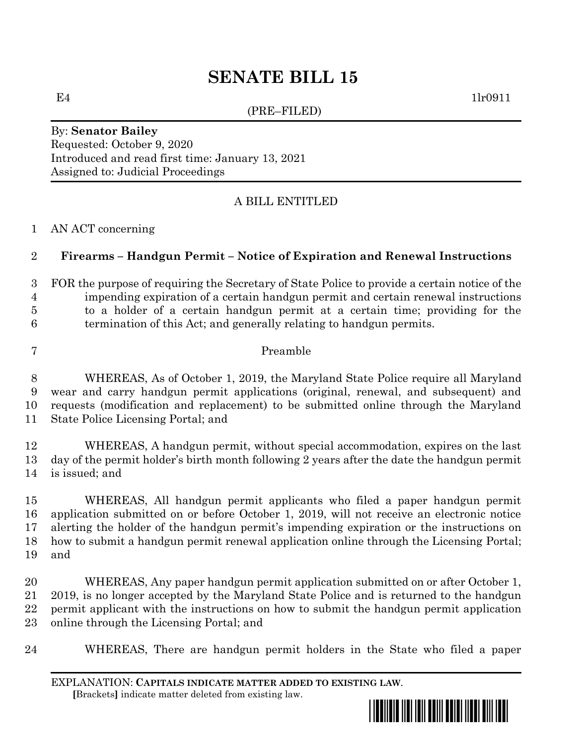# SENATE BILL 15

E4 1lr0911

(PRE–FILED)

By: **Senator Bailey**
Requested: October 9, 2020
Introduced and read first time: January 13, 2021
Assigned to: Judicial Proceedings

A BILL ENTITLED

AN ACT concerning

**Firearms – Handgun Permit – Notice of Expiration and Renewal Instructions**

FOR the purpose of requiring the Secretary of State Police to provide a certain notice of the impending expiration of a certain handgun permit and certain renewal instructions to a holder of a certain handgun permit at a certain time; providing for the termination of this Act; and generally relating to handgun permits.

Preamble

WHEREAS, As of October 1, 2019, the Maryland State Police require all Maryland wear and carry handgun permit applications (original, renewal, and subsequent) and requests (modification and replacement) to be submitted online through the Maryland State Police Licensing Portal; and

WHEREAS, A handgun permit, without special accommodation, expires on the last day of the permit holder's birth month following 2 years after the date the handgun permit is issued; and

WHEREAS, All handgun permit applicants who filed a paper handgun permit application submitted on or before October 1, 2019, will not receive an electronic notice alerting the holder of the handgun permit's impending expiration or the instructions on how to submit a handgun permit renewal application online through the Licensing Portal; and

WHEREAS, Any paper handgun permit application submitted on or after October 1, 2019, is no longer accepted by the Maryland State Police and is returned to the handgun permit applicant with the instructions on how to submit the handgun permit application online through the Licensing Portal; and

WHEREAS, There are handgun permit holders in the State who filed a paper

EXPLANATION: **CAPITALS INDICATE MATTER ADDED TO EXISTING LAW.**
**[**Brackets**]** indicate matter deleted from existing law.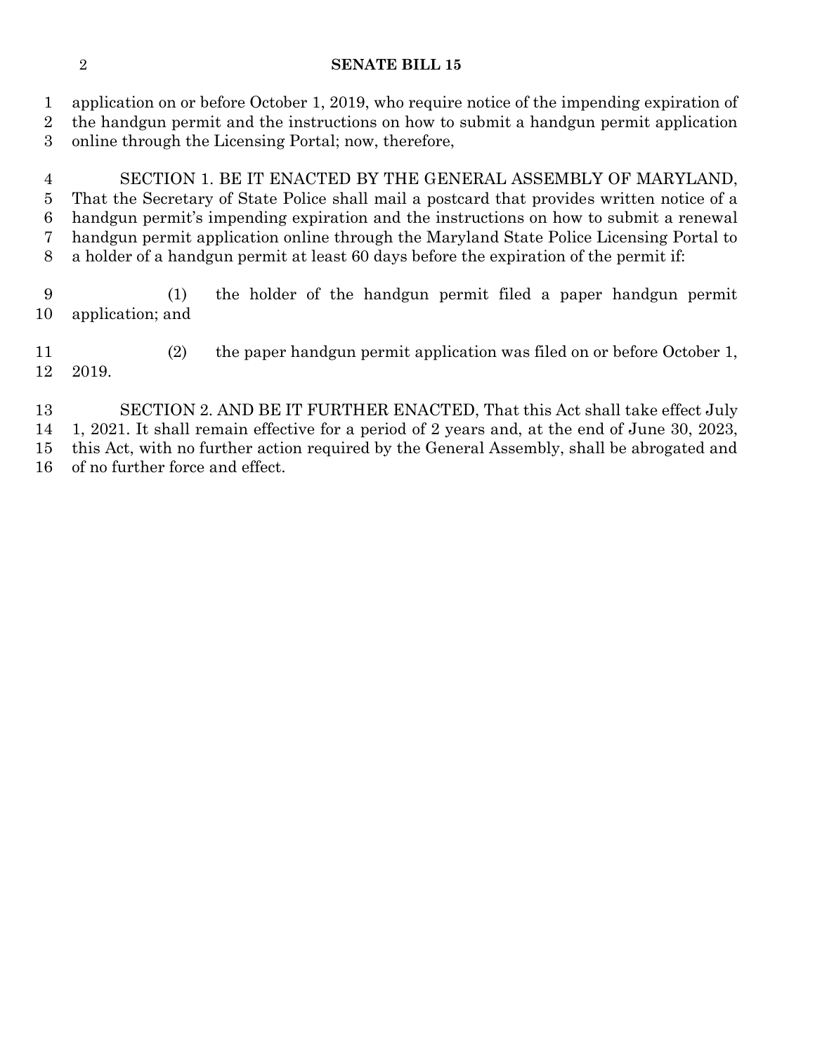application on or before October 1, 2019, who require notice of the impending expiration of the handgun permit and the instructions on how to submit a handgun permit application online through the Licensing Portal; now, therefore,

SECTION 1. BE IT ENACTED BY THE GENERAL ASSEMBLY OF MARYLAND, That the Secretary of State Police shall mail a postcard that provides written notice of a handgun permit's impending expiration and the instructions on how to submit a renewal handgun permit application online through the Maryland State Police Licensing Portal to a holder of a handgun permit at least 60 days before the expiration of the permit if:

(1) the holder of the handgun permit filed a paper handgun permit application; and

(2) the paper handgun permit application was filed on or before October 1, 2019.

SECTION 2. AND BE IT FURTHER ENACTED, That this Act shall take effect July 1, 2021. It shall remain effective for a period of 2 years and, at the end of June 30, 2023, this Act, with no further action required by the General Assembly, shall be abrogated and of no further force and effect.